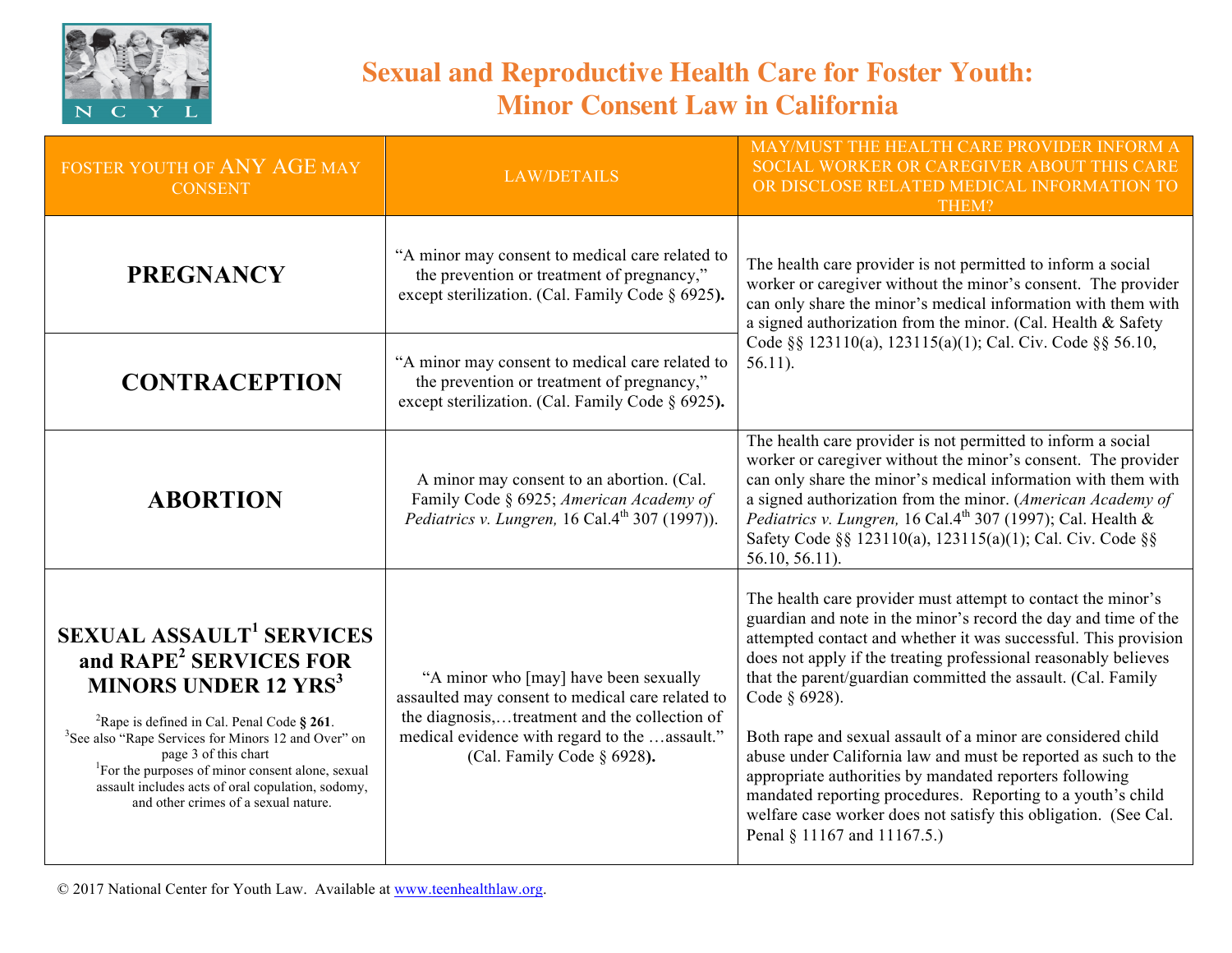# Sexual and Reproductive Health Care for Foster Youth: Minor Consent Law in California

| FOSTER YOUTH OF ANY AGE MAY CONSENT | LAW/DETAILS | MAY/MUST THE HEALTH CARE PROVIDER INFORM A SOCIAL WORKER OR CAREGIVER ABOUT THIS CARE OR DISCLOSE RELATED MEDICAL INFORMATION TO THEM? |
|---|---|---|
| **PREGNANCY** | "A minor may consent to medical care related to the prevention or treatment of pregnancy," except sterilization. (Cal. Family Code § 6925**).** | The health care provider is not permitted to inform a social worker or caregiver without the minor's consent. The provider can only share the minor's medical information with them with a signed authorization from the minor. (Cal. Health & Safety Code §§ 123110(a), 123115(a)(1); Cal. Civ. Code §§ 56.10, 56.11). |
| **CONTRACEPTION** | "A minor may consent to medical care related to the prevention or treatment of pregnancy," except sterilization. (Cal. Family Code § 6925**).** | |
| **ABORTION** | A minor may consent to an abortion. (Cal. Family Code § 6925; *American Academy of Pediatrics v. Lungren,* 16 Cal.4th 307 (1997)). | The health care provider is not permitted to inform a social worker or caregiver without the minor's consent. The provider can only share the minor's medical information with them with a signed authorization from the minor. (*American Academy of Pediatrics v. Lungren,* 16 Cal.4th 307 (1997); Cal. Health & Safety Code §§ 123110(a), 123115(a)(1); Cal. Civ. Code §§ 56.10, 56.11). |
| **SEXUAL ASSAULT[1] SERVICES and RAPE[2] SERVICES FOR MINORS UNDER 12 YRS[3]**<br><br>[2]Rape is defined in Cal. Penal Code **§ 261**.<br>[3]See also "Rape Services for Minors 12 and Over" on page 3 of this chart<br>[1]For the purposes of minor consent alone, sexual assault includes acts of oral copulation, sodomy, and other crimes of a sexual nature. | "A minor who [may] have been sexually assaulted may consent to medical care related to the diagnosis,…treatment and the collection of medical evidence with regard to the …assault." (Cal. Family Code § 6928**).** | The health care provider must attempt to contact the minor's guardian and note in the minor's record the day and time of the attempted contact and whether it was successful. This provision does not apply if the treating professional reasonably believes that the parent/guardian committed the assault. (Cal. Family Code § 6928).<br><br>Both rape and sexual assault of a minor are considered child abuse under California law and must be reported as such to the appropriate authorities by mandated reporters following mandated reporting procedures. Reporting to a youth's child welfare case worker does not satisfy this obligation. (See Cal. Penal § 11167 and 11167.5.) |

© 2017 National Center for Youth Law. Available at www.teenhealthlaw.org.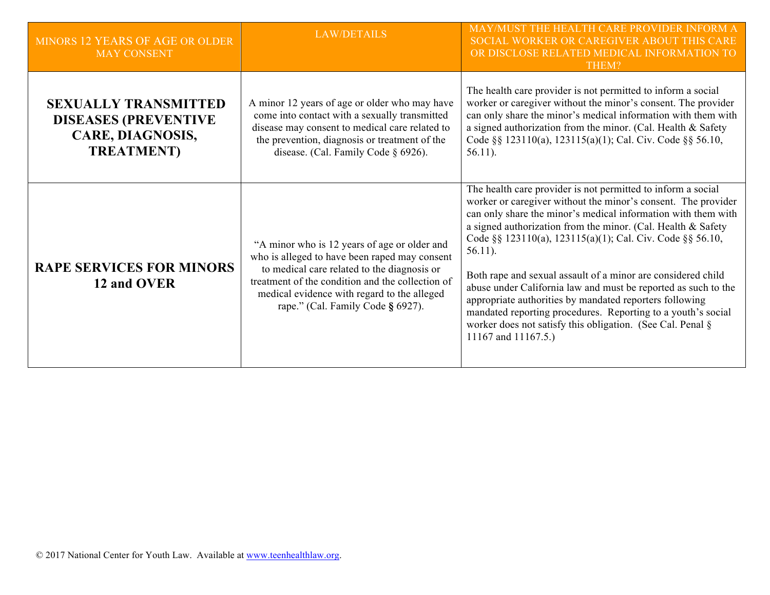| MINORS 12 YEARS OF AGE OR OLDER MAY CONSENT | LAW/DETAILS | MAY/MUST THE HEALTH CARE PROVIDER INFORM A SOCIAL WORKER OR CAREGIVER ABOUT THIS CARE OR DISCLOSE RELATED MEDICAL INFORMATION TO THEM? |
| --- | --- | --- |
| **SEXUALLY TRANSMITTED DISEASES (PREVENTIVE CARE, DIAGNOSIS, TREATMENT)** | A minor 12 years of age or older who may have come into contact with a sexually transmitted disease may consent to medical care related to the prevention, diagnosis or treatment of the disease. (Cal. Family Code § 6926). | The health care provider is not permitted to inform a social worker or caregiver without the minor's consent. The provider can only share the minor's medical information with them with a signed authorization from the minor. (Cal. Health & Safety Code §§ 123110(a), 123115(a)(1); Cal. Civ. Code §§ 56.10, 56.11). |
| **RAPE SERVICES FOR MINORS 12 and OVER** | "A minor who is 12 years of age or older and who is alleged to have been raped may consent to medical care related to the diagnosis or treatment of the condition and the collection of medical evidence with regard to the alleged rape." (Cal. Family Code **§** 6927). | The health care provider is not permitted to inform a social worker or caregiver without the minor's consent. The provider can only share the minor's medical information with them with a signed authorization from the minor. (Cal. Health & Safety Code §§ 123110(a), 123115(a)(1); Cal. Civ. Code §§ 56.10, 56.11).<br><br>Both rape and sexual assault of a minor are considered child abuse under California law and must be reported as such to the appropriate authorities by mandated reporters following mandated reporting procedures. Reporting to a youth's social worker does not satisfy this obligation. (See Cal. Penal § 11167 and 11167.5.) |

© 2017 National Center for Youth Law. Available at www.teenhealthlaw.org.